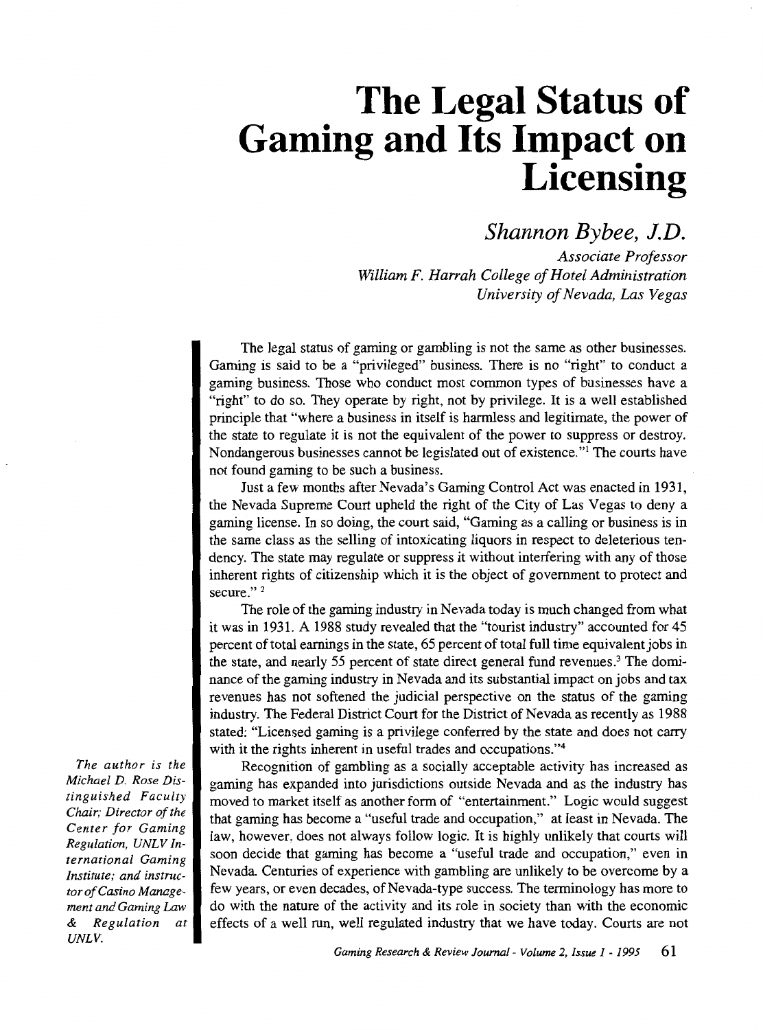# The Legal Status of Gaming and Its Impact on Licensing

*Shannon Bybee, J.D.*

*Associate Professor*
*William F. Harrah College of Hotel Administration*
*University of Nevada, Las Vegas*

The legal status of gaming or gambling is not the same as other businesses. Gaming is said to be a "privileged" business. There is no "right" to conduct a gaming business. Those who conduct most common types of businesses have a "right" to do so. They operate by right, not by privilege. It is a well established principle that "where a business in itself is harmless and legitimate, the power of the state to regulate it is not the equivalent of the power to suppress or destroy. Nondangerous businesses cannot be legislated out of existence."[1] The courts have not found gaming to be such a business.

Just a few months after Nevada's Gaming Control Act was enacted in 1931, the Nevada Supreme Court upheld the right of the City of Las Vegas to deny a gaming license. In so doing, the court said, "Gaming as a calling or business is in the same class as the selling of intoxicating liquors in respect to deleterious tendency. The state may regulate or suppress it without interfering with any of those inherent rights of citizenship which it is the object of government to protect and secure."[2]

The role of the gaming industry in Nevada today is much changed from what it was in 1931. A 1988 study revealed that the "tourist industry" accounted for 45 percent of total earnings in the state, 65 percent of total full time equivalent jobs in the state, and nearly 55 percent of state direct general fund revenues.[3] The dominance of the gaming industry in Nevada and its substantial impact on jobs and tax revenues has not softened the judicial perspective on the status of the gaming industry. The Federal District Court for the District of Nevada as recently as 1988 stated: "Licensed gaming is a privilege conferred by the state and does not carry with it the rights inherent in useful trades and occupations."[4]

Recognition of gambling as a socially acceptable activity has increased as gaming has expanded into jurisdictions outside Nevada and as the industry has moved to market itself as another form of "entertainment." Logic would suggest that gaming has become a "useful trade and occupation," at least in Nevada. The law, however, does not always follow logic. It is highly unlikely that courts will soon decide that gaming has become a "useful trade and occupation," even in Nevada. Centuries of experience with gambling are unlikely to be overcome by a few years, or even decades, of Nevada-type success. The terminology has more to do with the nature of the activity and its role in society than with the economic effects of a well run, well regulated industry that we have today. Courts are not

*The author is the Michael D. Rose Distinguished Faculty Chair; Director of the Center for Gaming Regulation, UNLV International Gaming Institute; and instructor of Casino Management and Gaming Law & Regulation at UNLV.*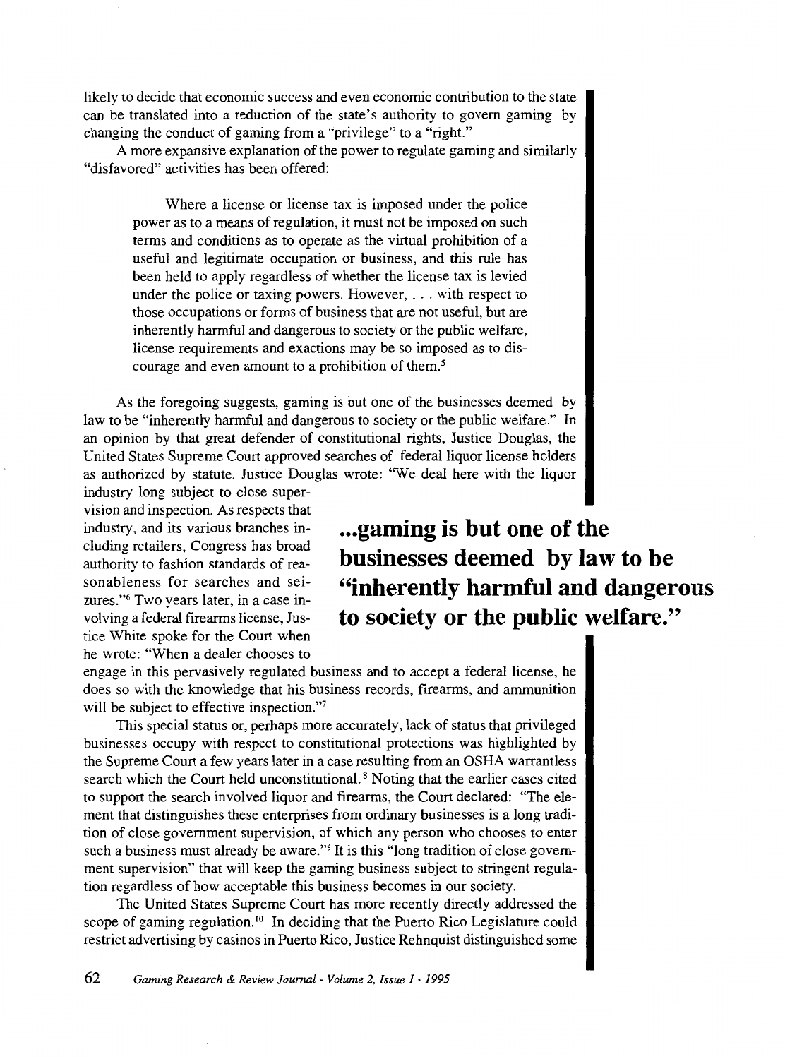likely to decide that economic success and even economic contribution to the state can be translated into a reduction of the state's authority to govern gaming by changing the conduct of gaming from a "privilege" to a "right."

A more expansive explanation of the power to regulate gaming and similarly "disfavored" activities has been offered:

> Where a license or license tax is imposed under the police power as to a means of regulation, it must not be imposed on such terms and conditions as to operate as the virtual prohibition of a useful and legitimate occupation or business, and this rule has been held to apply regardless of whether the license tax is levied under the police or taxing powers. However, . . . with respect to those occupations or forms of business that are not useful, but are inherently harmful and dangerous to society or the public welfare, license requirements and exactions may be so imposed as to discourage and even amount to a prohibition of them.[5]

As the foregoing suggests, gaming is but one of the businesses deemed by law to be "inherently harmful and dangerous to society or the public welfare." In an opinion by that great defender of constitutional rights, Justice Douglas, the United States Supreme Court approved searches of federal liquor license holders as authorized by statute. Justice Douglas wrote: "We deal here with the liquor industry long subject to close supervision and inspection. As respects that industry, and its various branches including retailers, Congress has broad authority to fashion standards of reasonableness for searches and seizures."[6] Two years later, in a case involving a federal firearms license, Justice White spoke for the Court when he wrote: "When a dealer chooses to engage in this pervasively regulated business and to accept a federal license, he does so with the knowledge that his business records, firearms, and ammunition will be subject to effective inspection."[7]

**...gaming is but one of the businesses deemed by law to be "inherently harmful and dangerous to society or the public welfare."**

This special status or, perhaps more accurately, lack of status that privileged businesses occupy with respect to constitutional protections was highlighted by the Supreme Court a few years later in a case resulting from an OSHA warrantless search which the Court held unconstitutional.[8] Noting that the earlier cases cited to support the search involved liquor and firearms, the Court declared: "The element that distinguishes these enterprises from ordinary businesses is a long tradition of close government supervision, of which any person who chooses to enter such a business must already be aware."[9] It is this "long tradition of close government supervision" that will keep the gaming business subject to stringent regulation regardless of how acceptable this business becomes in our society.

The United States Supreme Court has more recently directly addressed the scope of gaming regulation.[10] In deciding that the Puerto Rico Legislature could restrict advertising by casinos in Puerto Rico, Justice Rehnquist distinguished some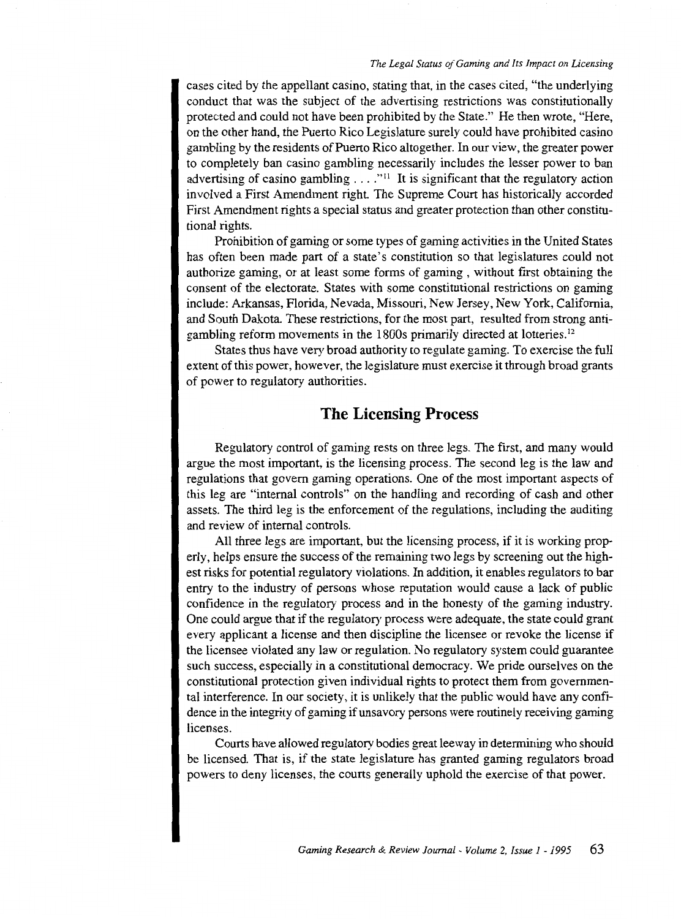cases cited by the appellant casino, stating that, in the cases cited, "the underlying conduct that was the subject of the advertising restrictions was constitutionally protected and could not have been prohibited by the State." He then wrote, "Here, on the other hand, the Puerto Rico Legislature surely could have prohibited casino gambling by the residents of Puerto Rico altogether. In our view, the greater power to completely ban casino gambling necessarily includes the lesser power to ban advertising of casino gambling . . . ."[11] It is significant that the regulatory action involved a First Amendment right. The Supreme Court has historically accorded First Amendment rights a special status and greater protection than other constitutional rights.

Prohibition of gaming or some types of gaming activities in the United States has often been made part of a state's constitution so that legislatures could not authorize gaming, or at least some forms of gaming , without first obtaining the consent of the electorate. States with some constitutional restrictions on gaming include: Arkansas, Florida, Nevada, Missouri, New Jersey, New York, California, and South Dakota. These restrictions, for the most part, resulted from strong anti-gambling reform movements in the 1800s primarily directed at lotteries.[12]

States thus have very broad authority to regulate gaming. To exercise the full extent of this power, however, the legislature must exercise it through broad grants of power to regulatory authorities.

## The Licensing Process

Regulatory control of gaming rests on three legs. The first, and many would argue the most important, is the licensing process. The second leg is the law and regulations that govern gaming operations. One of the most important aspects of this leg are "internal controls" on the handling and recording of cash and other assets. The third leg is the enforcement of the regulations, including the auditing and review of internal controls.

All three legs are important, but the licensing process, if it is working properly, helps ensure the success of the remaining two legs by screening out the highest risks for potential regulatory violations. In addition, it enables regulators to bar entry to the industry of persons whose reputation would cause a lack of public confidence in the regulatory process and in the honesty of the gaming industry. One could argue that if the regulatory process were adequate, the state could grant every applicant a license and then discipline the licensee or revoke the license if the licensee violated any law or regulation. No regulatory system could guarantee such success, especially in a constitutional democracy. We pride ourselves on the constitutional protection given individual rights to protect them from governmental interference. In our society, it is unlikely that the public would have any confidence in the integrity of gaming if unsavory persons were routinely receiving gaming licenses.

Courts have allowed regulatory bodies great leeway in determining who should be licensed. That is, if the state legislature has granted gaming regulators broad powers to deny licenses, the courts generally uphold the exercise of that power.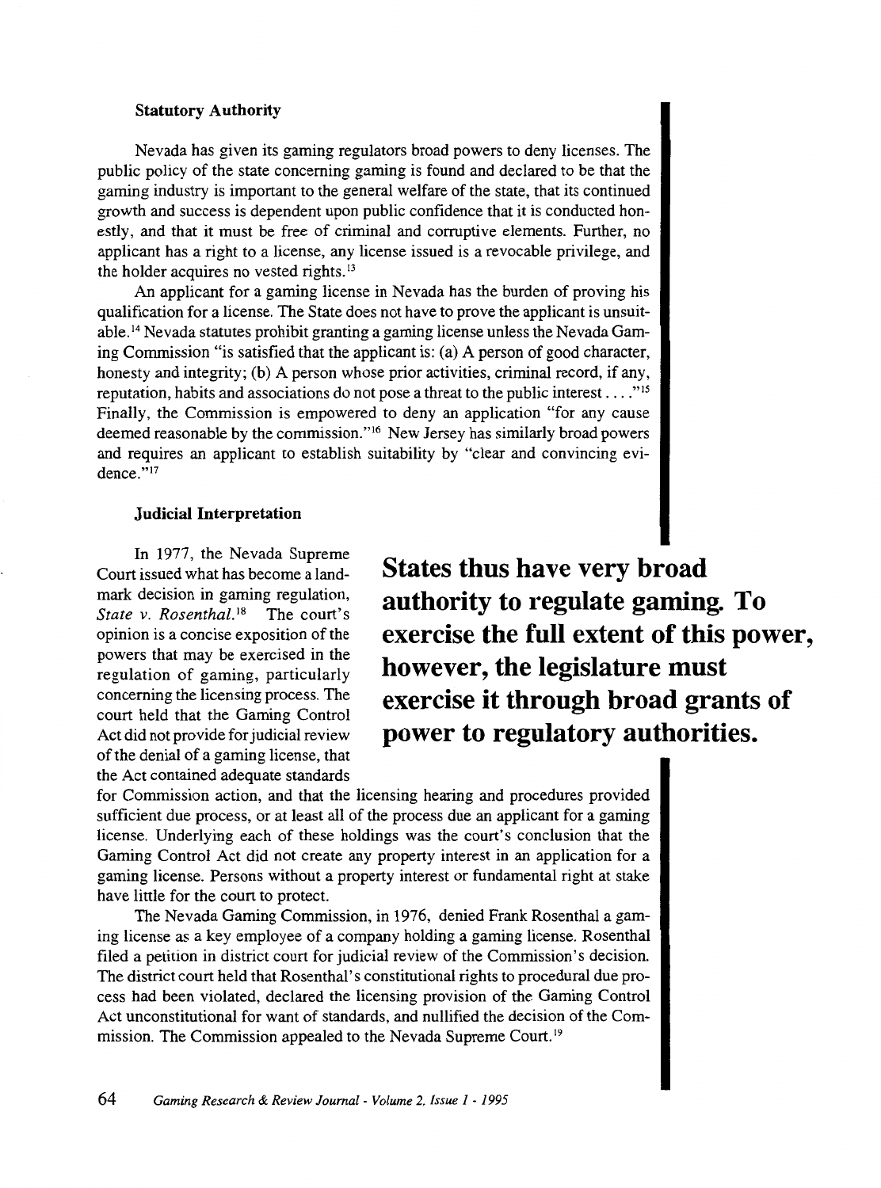### Statutory Authority

Nevada has given its gaming regulators broad powers to deny licenses. The public policy of the state concerning gaming is found and declared to be that the gaming industry is important to the general welfare of the state, that its continued growth and success is dependent upon public confidence that it is conducted honestly, and that it must be free of criminal and corruptive elements. Further, no applicant has a right to a license, any license issued is a revocable privilege, and the holder acquires no vested rights.[13]

An applicant for a gaming license in Nevada has the burden of proving his qualification for a license. The State does not have to prove the applicant is unsuitable.[14] Nevada statutes prohibit granting a gaming license unless the Nevada Gaming Commission "is satisfied that the applicant is: (a) A person of good character, honesty and integrity; (b) A person whose prior activities, criminal record, if any, reputation, habits and associations do not pose a threat to the public interest . . . ."[15] Finally, the Commission is empowered to deny an application "for any cause deemed reasonable by the commission."[16] New Jersey has similarly broad powers and requires an applicant to establish suitability by "clear and convincing evidence."[17]

### Judicial Interpretation

In 1977, the Nevada Supreme Court issued what has become a landmark decision in gaming regulation, *State v. Rosenthal*.[18] The court's opinion is a concise exposition of the powers that may be exercised in the regulation of gaming, particularly concerning the licensing process. The court held that the Gaming Control Act did not provide for judicial review of the denial of a gaming license, that the Act contained adequate standards for Commission action, and that the licensing hearing and procedures provided sufficient due process, or at least all of the process due an applicant for a gaming license. Underlying each of these holdings was the court's conclusion that the Gaming Control Act did not create any property interest in an application for a gaming license. Persons without a property interest or fundamental right at stake have little for the court to protect.

**States thus have very broad authority to regulate gaming. To exercise the full extent of this power, however, the legislature must exercise it through broad grants of power to regulatory authorities.**

The Nevada Gaming Commission, in 1976, denied Frank Rosenthal a gaming license as a key employee of a company holding a gaming license. Rosenthal filed a petition in district court for judicial review of the Commission's decision. The district court held that Rosenthal's constitutional rights to procedural due process had been violated, declared the licensing provision of the Gaming Control Act unconstitutional for want of standards, and nullified the decision of the Commission. The Commission appealed to the Nevada Supreme Court.[19]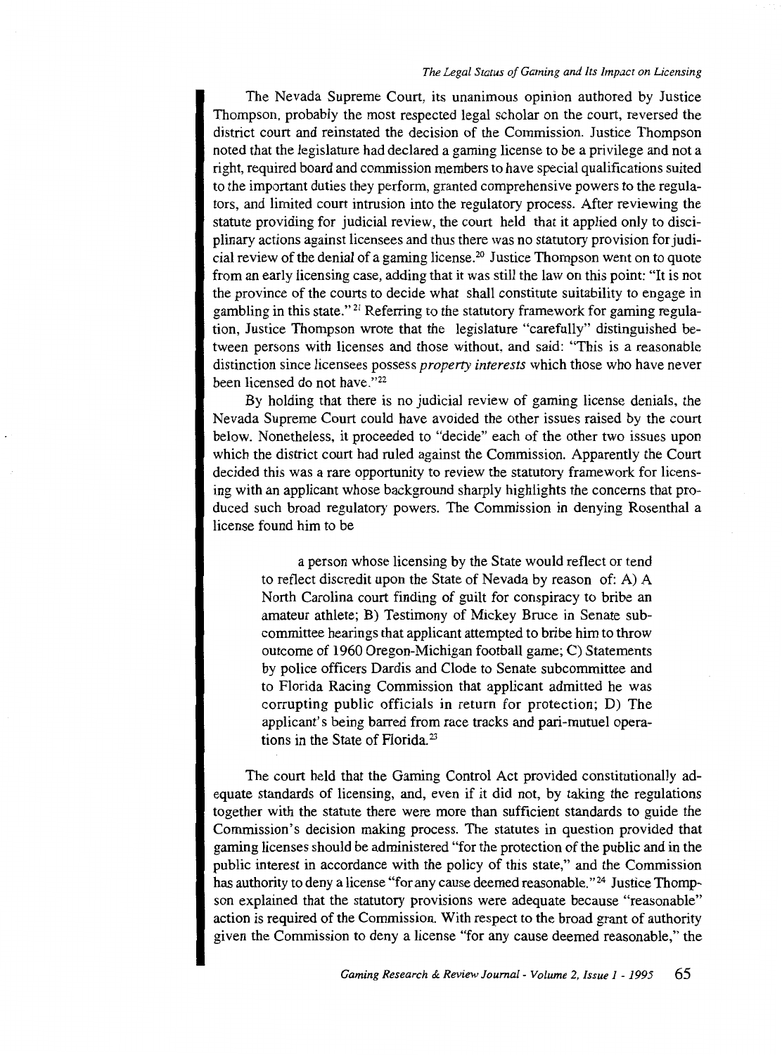The Nevada Supreme Court, its unanimous opinion authored by Justice Thompson, probably the most respected legal scholar on the court, reversed the district court and reinstated the decision of the Commission. Justice Thompson noted that the legislature had declared a gaming license to be a privilege and not a right, required board and commission members to have special qualifications suited to the important duties they perform, granted comprehensive powers to the regulators, and limited court intrusion into the regulatory process. After reviewing the statute providing for judicial review, the court held that it applied only to disciplinary actions against licensees and thus there was no statutory provision for judicial review of the denial of a gaming license.[20] Justice Thompson went on to quote from an early licensing case, adding that it was still the law on this point: "It is not the province of the courts to decide what shall constitute suitability to engage in gambling in this state."[21] Referring to the statutory framework for gaming regulation, Justice Thompson wrote that the legislature "carefully" distinguished between persons with licenses and those without, and said: "This is a reasonable distinction since licensees possess *property interests* which those who have never been licensed do not have."[22]

By holding that there is no judicial review of gaming license denials, the Nevada Supreme Court could have avoided the other issues raised by the court below. Nonetheless, it proceeded to "decide" each of the other two issues upon which the district court had ruled against the Commission. Apparently the Court decided this was a rare opportunity to review the statutory framework for licensing with an applicant whose background sharply highlights the concerns that produced such broad regulatory powers. The Commission in denying Rosenthal a license found him to be

> a person whose licensing by the State would reflect or tend to reflect discredit upon the State of Nevada by reason of: A) A North Carolina court finding of guilt for conspiracy to bribe an amateur athlete; B) Testimony of Mickey Bruce in Senate subcommittee hearings that applicant attempted to bribe him to throw outcome of 1960 Oregon-Michigan football game; C) Statements by police officers Dardis and Clode to Senate subcommittee and to Florida Racing Commission that applicant admitted he was corrupting public officials in return for protection; D) The applicant's being barred from race tracks and pari-mutuel operations in the State of Florida.[23]

The court held that the Gaming Control Act provided constitutionally adequate standards of licensing, and, even if it did not, by taking the regulations together with the statute there were more than sufficient standards to guide the Commission's decision making process. The statutes in question provided that gaming licenses should be administered "for the protection of the public and in the public interest in accordance with the policy of this state," and the Commission has authority to deny a license "for any cause deemed reasonable."[24] Justice Thompson explained that the statutory provisions were adequate because "reasonable" action is required of the Commission. With respect to the broad grant of authority given the Commission to deny a license "for any cause deemed reasonable," the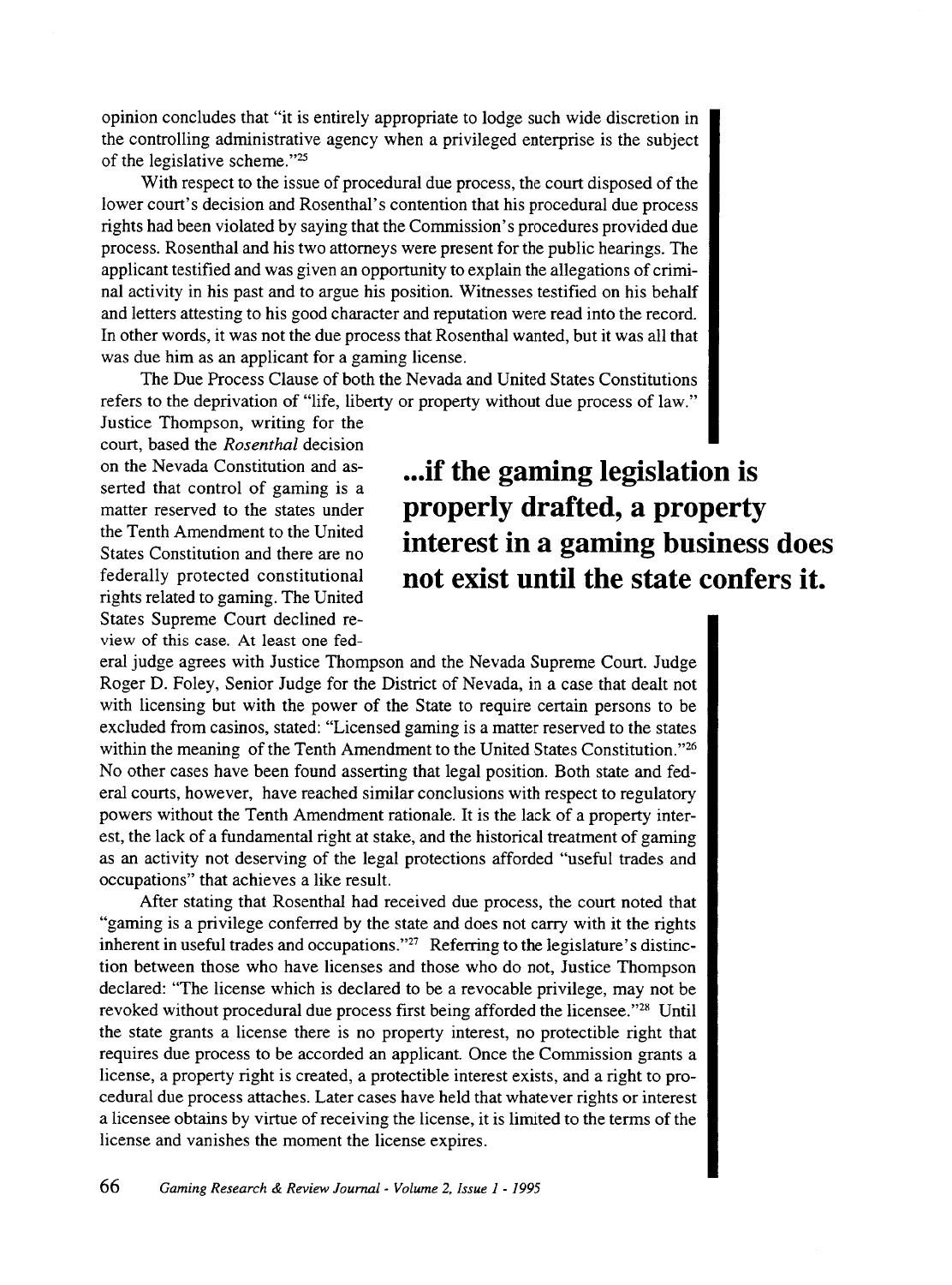opinion concludes that "it is entirely appropriate to lodge such wide discretion in the controlling administrative agency when a privileged enterprise is the subject of the legislative scheme."[25]

With respect to the issue of procedural due process, the court disposed of the lower court's decision and Rosenthal's contention that his procedural due process rights had been violated by saying that the Commission's procedures provided due process. Rosenthal and his two attorneys were present for the public hearings. The applicant testified and was given an opportunity to explain the allegations of criminal activity in his past and to argue his position. Witnesses testified on his behalf and letters attesting to his good character and reputation were read into the record. In other words, it was not the due process that Rosenthal wanted, but it was all that was due him as an applicant for a gaming license.

The Due Process Clause of both the Nevada and United States Constitutions refers to the deprivation of "life, liberty or property without due process of law." Justice Thompson, writing for the court, based the *Rosenthal* decision on the Nevada Constitution and asserted that control of gaming is a matter reserved to the states under the Tenth Amendment to the United States Constitution and there are no federally protected constitutional rights related to gaming. The United States Supreme Court declined review of this case. At least one federal judge agrees with Justice Thompson and the Nevada Supreme Court. Judge Roger D. Foley, Senior Judge for the District of Nevada, in a case that dealt not with licensing but with the power of the State to require certain persons to be excluded from casinos, stated: "Licensed gaming is a matter reserved to the states within the meaning of the Tenth Amendment to the United States Constitution."[26] No other cases have been found asserting that legal position. Both state and federal courts, however, have reached similar conclusions with respect to regulatory powers without the Tenth Amendment rationale. It is the lack of a property interest, the lack of a fundamental right at stake, and the historical treatment of gaming as an activity not deserving of the legal protections afforded "useful trades and occupations" that achieves a like result.

**...if the gaming legislation is properly drafted, a property interest in a gaming business does not exist until the state confers it.**

After stating that Rosenthal had received due process, the court noted that "gaming is a privilege conferred by the state and does not carry with it the rights inherent in useful trades and occupations."[27] Referring to the legislature's distinction between those who have licenses and those who do not, Justice Thompson declared: "The license which is declared to be a revocable privilege, may not be revoked without procedural due process first being afforded the licensee."[28] Until the state grants a license there is no property interest, no protectible right that requires due process to be accorded an applicant. Once the Commission grants a license, a property right is created, a protectible interest exists, and a right to procedural due process attaches. Later cases have held that whatever rights or interest a licensee obtains by virtue of receiving the license, it is limited to the terms of the license and vanishes the moment the license expires.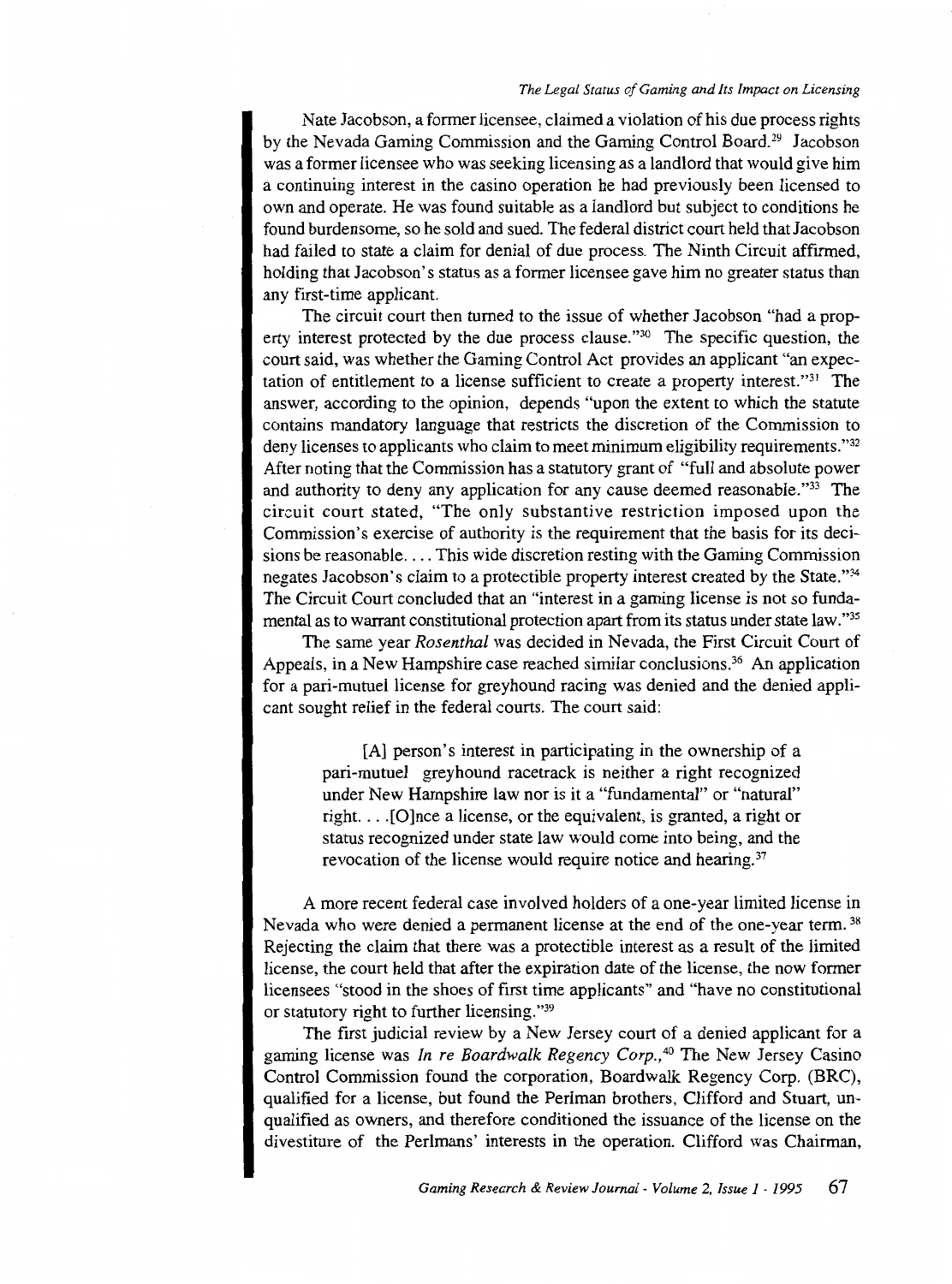Nate Jacobson, a former licensee, claimed a violation of his due process rights by the Nevada Gaming Commission and the Gaming Control Board.[29] Jacobson was a former licensee who was seeking licensing as a landlord that would give him a continuing interest in the casino operation he had previously been licensed to own and operate. He was found suitable as a landlord but subject to conditions he found burdensome, so he sold and sued. The federal district court held that Jacobson had failed to state a claim for denial of due process. The Ninth Circuit affirmed, holding that Jacobson's status as a former licensee gave him no greater status than any first-time applicant.

The circuit court then turned to the issue of whether Jacobson "had a property interest protected by the due process clause."[30] The specific question, the court said, was whether the Gaming Control Act provides an applicant "an expectation of entitlement to a license sufficient to create a property interest."[31] The answer, according to the opinion, depends "upon the extent to which the statute contains mandatory language that restricts the discretion of the Commission to deny licenses to applicants who claim to meet minimum eligibility requirements."[32] After noting that the Commission has a statutory grant of "full and absolute power and authority to deny any application for any cause deemed reasonable."[33] The circuit court stated, "The only substantive restriction imposed upon the Commission's exercise of authority is the requirement that the basis for its decisions be reasonable. . . . This wide discretion resting with the Gaming Commission negates Jacobson's claim to a protectible property interest created by the State."[34] The Circuit Court concluded that an "interest in a gaming license is not so fundamental as to warrant constitutional protection apart from its status under state law."[35]

The same year *Rosenthal* was decided in Nevada, the First Circuit Court of Appeals, in a New Hampshire case reached similar conclusions.[36] An application for a pari-mutuel license for greyhound racing was denied and the denied applicant sought relief in the federal courts. The court said:

> [A] person's interest in participating in the ownership of a pari-mutuel greyhound racetrack is neither a right recognized under New Hampshire law nor is it a "fundamental" or "natural" right. . . .[O]nce a license, or the equivalent, is granted, a right or status recognized under state law would come into being, and the revocation of the license would require notice and hearing.[37]

A more recent federal case involved holders of a one-year limited license in Nevada who were denied a permanent license at the end of the one-year term.[38] Rejecting the claim that there was a protectible interest as a result of the limited license, the court held that after the expiration date of the license, the now former licensees "stood in the shoes of first time applicants" and "have no constitutional or statutory right to further licensing."[39]

The first judicial review by a New Jersey court of a denied applicant for a gaming license was *In re Boardwalk Regency Corp.*,[40] The New Jersey Casino Control Commission found the corporation, Boardwalk Regency Corp. (BRC), qualified for a license, but found the Perlman brothers, Clifford and Stuart, unqualified as owners, and therefore conditioned the issuance of the license on the divestiture of the Perlmans' interests in the operation. Clifford was Chairman,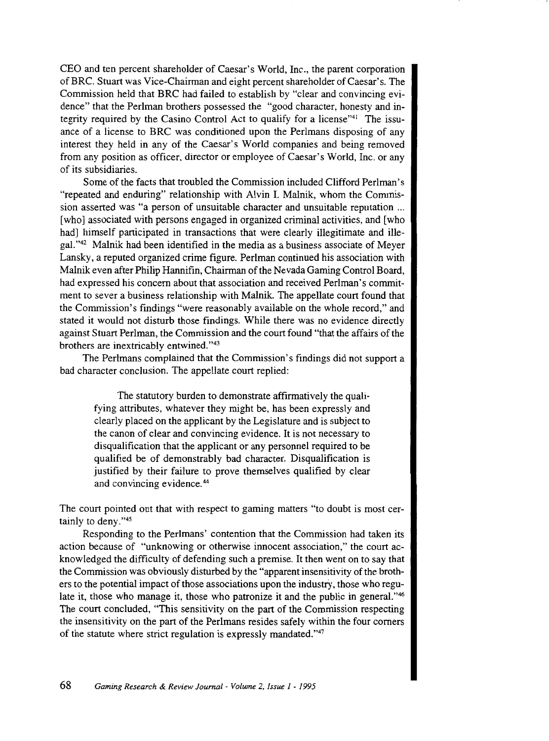CEO and ten percent shareholder of Caesar's World, Inc., the parent corporation of BRC. Stuart was Vice-Chairman and eight percent shareholder of Caesar's. The Commission held that BRC had failed to establish by "clear and convincing evidence" that the Perlman brothers possessed the "good character, honesty and integrity required by the Casino Control Act to qualify for a license"[41] The issuance of a license to BRC was conditioned upon the Perlmans disposing of any interest they held in any of the Caesar's World companies and being removed from any position as officer, director or employee of Caesar's World, Inc. or any of its subsidiaries.

Some of the facts that troubled the Commission included Clifford Perlman's "repeated and enduring" relationship with Alvin I. Malnik, whom the Commission asserted was "a person of unsuitable character and unsuitable reputation ... [who] associated with persons engaged in organized criminal activities, and [who had] himself participated in transactions that were clearly illegitimate and illegal."[42] Malnik had been identified in the media as a business associate of Meyer Lansky, a reputed organized crime figure. Perlman continued his association with Malnik even after Philip Hannifin, Chairman of the Nevada Gaming Control Board, had expressed his concern about that association and received Perlman's commitment to sever a business relationship with Malnik. The appellate court found that the Commission's findings "were reasonably available on the whole record," and stated it would not disturb those findings. While there was no evidence directly against Stuart Perlman, the Commission and the court found "that the affairs of the brothers are inextricably entwined."[43]

The Perlmans complained that the Commission's findings did not support a bad character conclusion. The appellate court replied:

> The statutory burden to demonstrate affirmatively the qualifying attributes, whatever they might be, has been expressly and clearly placed on the applicant by the Legislature and is subject to the canon of clear and convincing evidence. It is not necessary to disqualification that the applicant or any personnel required to be qualified be of demonstrably bad character. Disqualification is justified by their failure to prove themselves qualified by clear and convincing evidence.[44]

The court pointed out that with respect to gaming matters "to doubt is most certainly to deny."[45]

Responding to the Perlmans' contention that the Commission had taken its action because of "unknowing or otherwise innocent association," the court acknowledged the difficulty of defending such a premise. It then went on to say that the Commission was obviously disturbed by the "apparent insensitivity of the brothers to the potential impact of those associations upon the industry, those who regulate it, those who manage it, those who patronize it and the public in general."[46] The court concluded, "This sensitivity on the part of the Commission respecting the insensitivity on the part of the Perlmans resides safely within the four corners of the statute where strict regulation is expressly mandated."[47]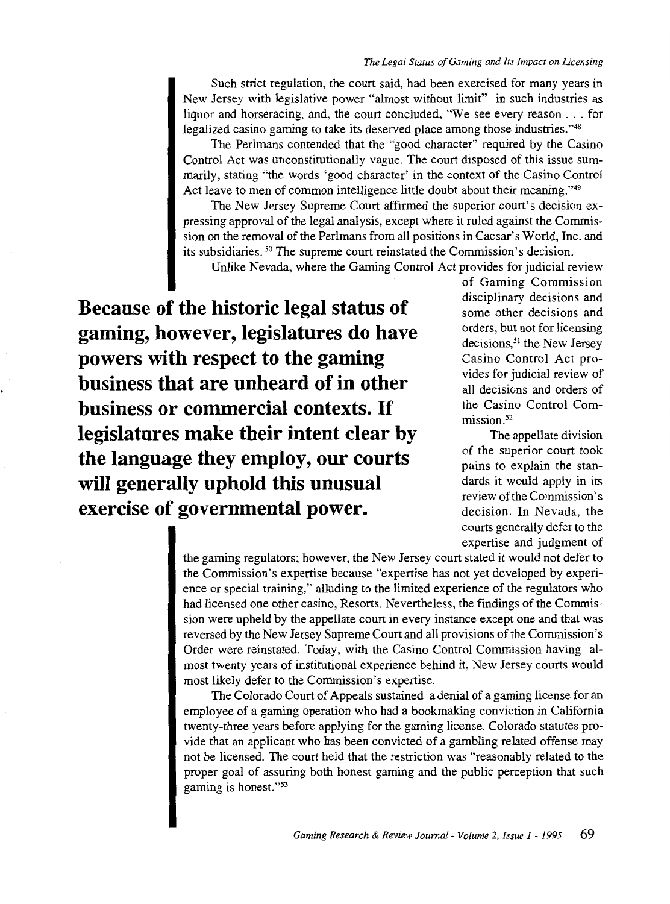Such strict regulation, the court said, had been exercised for many years in New Jersey with legislative power "almost without limit" in such industries as liquor and horseracing, and, the court concluded, "We see every reason . . . for legalized casino gaming to take its deserved place among those industries."[48]

The Perlmans contended that the "good character" required by the Casino Control Act was unconstitutionally vague. The court disposed of this issue summarily, stating "the words 'good character' in the context of the Casino Control Act leave to men of common intelligence little doubt about their meaning."[49]

The New Jersey Supreme Court affirmed the superior court's decision expressing approval of the legal analysis, except where it ruled against the Commission on the removal of the Perlmans from all positions in Caesar's World, Inc. and its subsidiaries.[50] The supreme court reinstated the Commission's decision.

Unlike Nevada, where the Gaming Control Act provides for judicial review of Gaming Commission disciplinary decisions and some other decisions and orders, but not for licensing decisions,[51] the New Jersey Casino Control Act provides for judicial review of all decisions and orders of the Casino Control Commission.[52]

**Because of the historic legal status of gaming, however, legislatures do have powers with respect to the gaming business that are unheard of in other business or commercial contexts. If legislatures make their intent clear by the language they employ, our courts will generally uphold this unusual exercise of governmental power.**

The appellate division of the superior court took pains to explain the standards it would apply in its review of the Commission's decision. In Nevada, the courts generally defer to the expertise and judgment of the gaming regulators; however, the New Jersey court stated it would not defer to the Commission's expertise because "expertise has not yet developed by experience or special training," alluding to the limited experience of the regulators who had licensed one other casino, Resorts. Nevertheless, the findings of the Commission were upheld by the appellate court in every instance except one and that was reversed by the New Jersey Supreme Court and all provisions of the Commission's Order were reinstated. Today, with the Casino Control Commission having almost twenty years of institutional experience behind it, New Jersey courts would most likely defer to the Commission's expertise.

The Colorado Court of Appeals sustained a denial of a gaming license for an employee of a gaming operation who had a bookmaking conviction in California twenty-three years before applying for the gaming license. Colorado statutes provide that an applicant who has been convicted of a gambling related offense may not be licensed. The court held that the restriction was "reasonably related to the proper goal of assuring both honest gaming and the public perception that such gaming is honest."[53]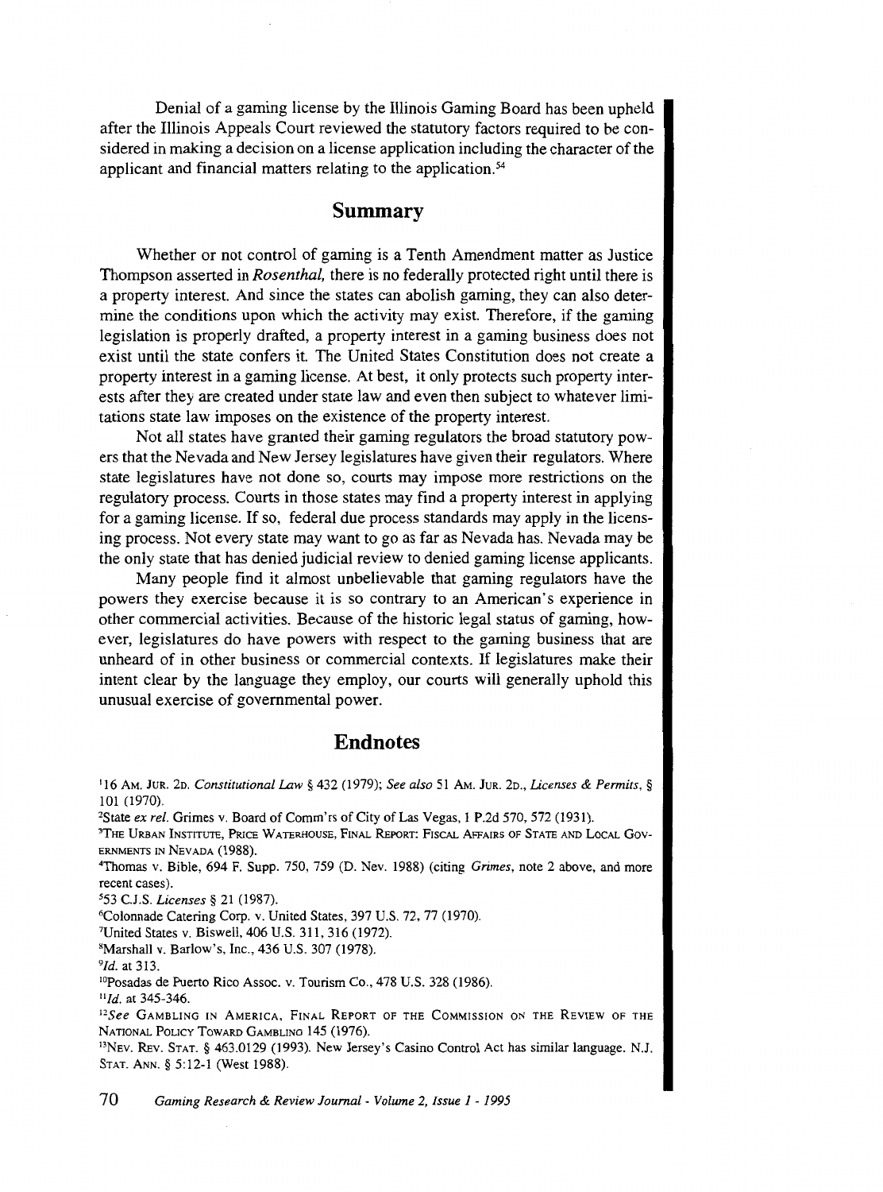Denial of a gaming license by the Illinois Gaming Board has been upheld after the Illinois Appeals Court reviewed the statutory factors required to be considered in making a decision on a license application including the character of the applicant and financial matters relating to the application.[54]

## Summary

Whether or not control of gaming is a Tenth Amendment matter as Justice Thompson asserted in *Rosenthal,* there is no federally protected right until there is a property interest. And since the states can abolish gaming, they can also determine the conditions upon which the activity may exist. Therefore, if the gaming legislation is properly drafted, a property interest in a gaming business does not exist until the state confers it. The United States Constitution does not create a property interest in a gaming license. At best, it only protects such property interests after they are created under state law and even then subject to whatever limitations state law imposes on the existence of the property interest.

Not all states have granted their gaming regulators the broad statutory powers that the Nevada and New Jersey legislatures have given their regulators. Where state legislatures have not done so, courts may impose more restrictions on the regulatory process. Courts in those states may find a property interest in applying for a gaming license. If so, federal due process standards may apply in the licensing process. Not every state may want to go as far as Nevada has. Nevada may be the only state that has denied judicial review to denied gaming license applicants.

Many people find it almost unbelievable that gaming regulators have the powers they exercise because it is so contrary to an American's experience in other commercial activities. Because of the historic legal status of gaming, however, legislatures do have powers with respect to the gaming business that are unheard of in other business or commercial contexts. If legislatures make their intent clear by the language they employ, our courts will generally uphold this unusual exercise of governmental power.

## Endnotes

[1]16 Am. Jur. 2d. *Constitutional Law* § 432 (1979); *See also* 51 Am. Jur. 2d., *Licenses & Permits*, § 101 (1970).

[2]State *ex rel.* Grimes v. Board of Comm'rs of City of Las Vegas, 1 P.2d 570, 572 (1931).

[3]The Urban Institute, Price Waterhouse, Final Report: Fiscal Affairs of State and Local Governments in Nevada (1988).

[4]Thomas v. Bible, 694 F. Supp. 750, 759 (D. Nev. 1988) (citing *Grimes*, note 2 above, and more recent cases).

[5]53 C.J.S. *Licenses* § 21 (1987).

[6]Colonnade Catering Corp. v. United States, 397 U.S. 72, 77 (1970).

[7]United States v. Biswell, 406 U.S. 311, 316 (1972).

[8]Marshall v. Barlow's, Inc., 436 U.S. 307 (1978).

[9]*Id.* at 313.

[10]Posadas de Puerto Rico Assoc. v. Tourism Co., 478 U.S. 328 (1986).

[11]*Id.* at 345-346.

[12]*See* Gambling in America, Final Report of the Commission on the Review of the National Policy Toward Gambling 145 (1976).

[13]Nev. Rev. Stat. § 463.0129 (1993). New Jersey's Casino Control Act has similar language. N.J. Stat. Ann. § 5:12-1 (West 1988).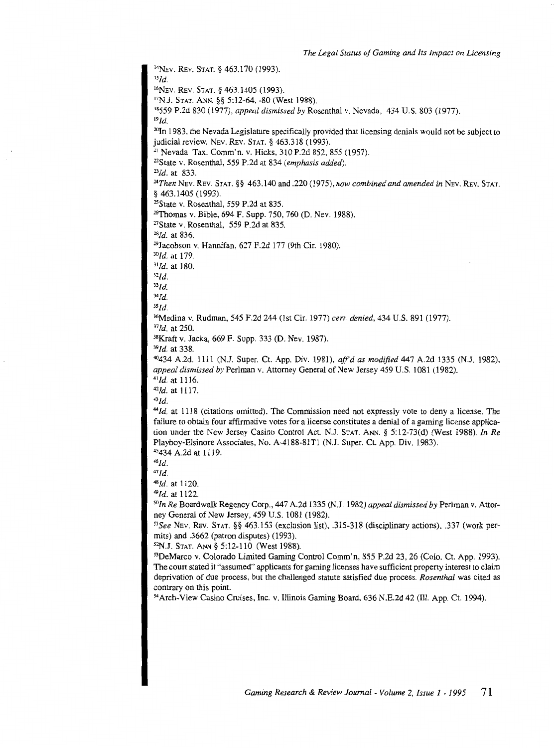[14]Nev. Rev. Stat. § 463.170 (1993).

[15]*Id.*

[16]Nev. Rev. Stat. § 463.1405 (1993).

[17]N.J. Stat. Ann. §§ 5:12-64, -80 (West 1988).

[18]559 P.2d 830 (1977), *appeal dismissed by* Rosenthal v. Nevada, 434 U.S. 803 (1977).

[19]*Id.*

[20]In 1983, the Nevada Legislature specifically provided that licensing denials would not be subject to judicial review. Nev. Rev. Stat. § 463.318 (1993).

[21]Nevada Tax. Comm'n. v. Hicks, 310 P.2d 852, 855 (1957).

[22]State v. Rosenthal, 559 P.2d at 834 (*emphasis added*).

[23]*Id.* at 833.

[24]*Then* Nev. Rev. Stat. §§ 463.140 and .220 (1975), *now combined and amended in* Nev. Rev. Stat. § 463.1405 (1993).

[25]State v. Rosenthal, 559 P.2d at 835.

[26]Thomas v. Bible, 694 F. Supp. 750, 760 (D. Nev. 1988).

[27]State v. Rosenthal, 559 P.2d at 835.

[28]*Id.* at 836.

[29]Jacobson v. Hannifan, 627 F.2d 177 (9th Cir. 1980).

[30]*Id.* at 179.

[31]*Id.* at 180.

[32]*Id.*

[33]*Id.*

[34]*Id.*

[35]*Id.*

[36]Medina v. Rudman, 545 F.2d 244 (1st Cir. 1977) *cert. denied*, 434 U.S. 891 (1977).

[37]*Id.* at 250.

[38]Kraft v. Jacka, 669 F. Supp. 333 (D. Nev. 1987).

[39]*Id.* at 338.

[40]434 A.2d. 1111 (N.J. Super. Ct. App. Div. 1981), *aff'd as modified* 447 A.2d 1335 (N.J. 1982), *appeal dismissed by* Perlman v. Attorney General of New Jersey 459 U.S. 1081 (1982).

[41]*Id.* at 1116.

[42]*Id.* at 1117.

[43]*Id.*

[44]*Id.* at 1118 (citations omitted). The Commission need not expressly vote to deny a license. The failure to obtain four affirmative votes for a license constitutes a denial of a gaming license application under the New Jersey Casino Control Act. N.J. Stat. Ann. § 5:12-73(d) (West 1988). *In Re* Playboy-Elsinore Associates, No. A-4188-81T1 (N.J. Super. Ct. App. Div. 1983).

[45]434 A.2d at 1119.

[46]*Id.*

[47]*Id.*

[48]*Id.* at 1120.

[49]*Id.* at 1122.

[50]*In Re* Boardwalk Regency Corp., 447 A.2d 1335 (N.J. 1982) *appeal dismissed by* Perlman v. Attorney General of New Jersey, 459 U.S. 1081 (1982).

[51]*See* Nev. Rev. Stat. §§ 463.153 (exclusion list), .315-318 (disciplinary actions), .337 (work permits) and .3662 (patron disputes) (1993).

[52]N.J. Stat. Ann § 5:12-110 (West 1988).

[53]DeMarco v. Colorado Limited Gaming Control Comm'n, 855 P.2d 23, 26 (Colo. Ct. App. 1993). The court stated it "assumed" applicants for gaming licenses have sufficient property interest to claim deprivation of due process, but the challenged statute satisfied due process. *Rosenthal* was cited as contrary on this point.

[54]Arch-View Casino Cruises, Inc. v. Illinois Gaming Board, 636 N.E.2d 42 (Ill. App. Ct. 1994).